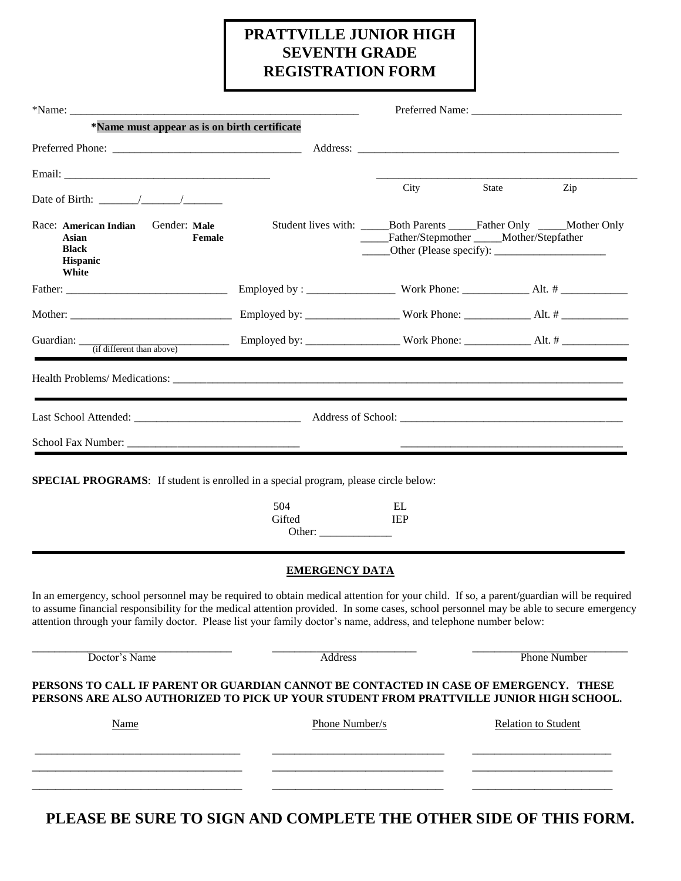# PRATTVILLE JUNIOR HIGH SEVENTH GRADE REGISTRATION FORM

*Name: ______________________________________________________ Preferred Name: ___________________________

**\*Name must appear as is on birth certificate**

Preferred Phone: _________________________________ Address: _______________________________________________

Email: ______________________________________ _______________________________________________

City State Zip

Date of Birth: _______/_______/_______

Race: **American Indian** **Asian** **Black** **Hispanic** **White**

Gender: **Male** **Female**

Student lives with: _____Both Parents _____Father Only _____Mother Only _____Father/Stepmother _____Mother/Stepfather _____Other (Please specify): ____________________

Father: _____________________________ Employed by : ________________ Work Phone: ____________ Alt. # ____________

Mother: _____________________________ Employed by: ________________ Work Phone: ____________ Alt. # ____________

Guardian: _____________________________ (if different than above) Employed by: ________________ Work Phone: ____________ Alt. # ____________

---

Health Problems/ Medications: _______________________________________________________________________________

---

Last School Attended: ______________________________ Address of School: ________________________________________

School Fax Number: _______________________________ ________________________________________

---

**SPECIAL PROGRAMS**: If student is enrolled in a special program, please circle below:

504 EL

Gifted IEP

Other: _____________

---

## EMERGENCY DATA

In an emergency, school personnel may be required to obtain medical attention for your child. If so, a parent/guardian will be required to assume financial responsibility for the medical attention provided. In some cases, school personnel may be able to secure emergency attention through your family doctor. Please list your family doctor's name, address, and telephone number below:

___________________________________ ___________________________ ___________________________

Doctor's Name Address Phone Number

**PERSONS TO CALL IF PARENT OR GUARDIAN CANNOT BE CONTACTED IN CASE OF EMERGENCY. THESE PERSONS ARE ALSO AUTHORIZED TO PICK UP YOUR STUDENT FROM PRATTVILLE JUNIOR HIGH SCHOOL.**

| Name | Phone Number/s | Relation to Student |
|---|---|---|
| | | |
| | | |
| | | |

## PLEASE BE SURE TO SIGN AND COMPLETE THE OTHER SIDE OF THIS FORM.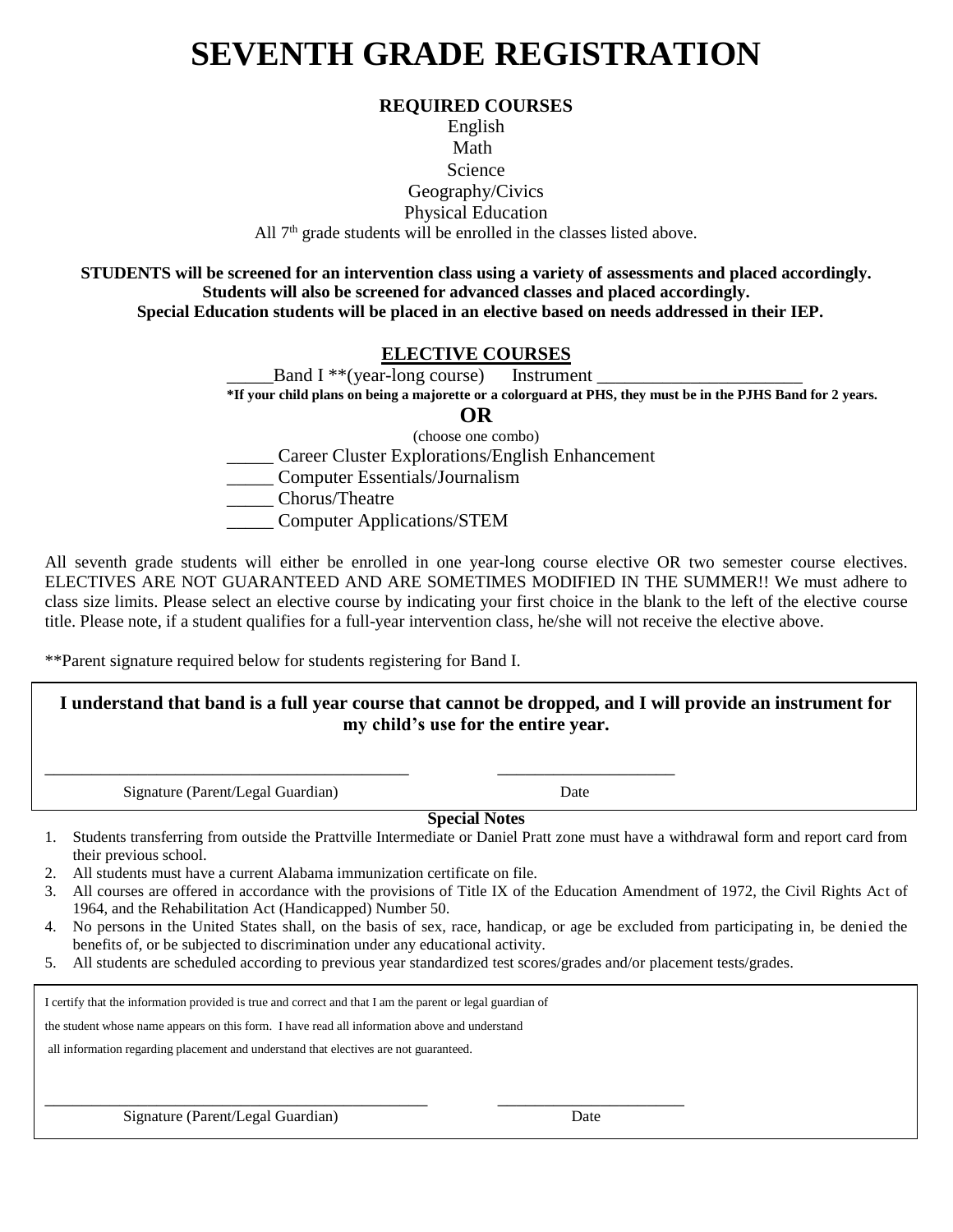# SEVENTH GRADE REGISTRATION

**REQUIRED COURSES**

English
Math
Science
Geography/Civics
Physical Education

All 7th grade students will be enrolled in the classes listed above.

**STUDENTS will be screened for an intervention class using a variety of assessments and placed accordingly.**
**Students will also be screened for advanced classes and placed accordingly.**
**Special Education students will be placed in an elective based on needs addressed in their IEP.**

**ELECTIVE COURSES**

_____Band I **(year-long course)    Instrument ______________________

***If your child plans on being a majorette or a colorguard at PHS, they must be in the PJHS Band for 2 years.**

**OR**

(choose one combo)

_____ Career Cluster Explorations/English Enhancement
_____ Computer Essentials/Journalism
_____ Chorus/Theatre
_____ Computer Applications/STEM

All seventh grade students will either be enrolled in one year-long course elective OR two semester course electives. ELECTIVES ARE NOT GUARANTEED AND ARE SOMETIMES MODIFIED IN THE SUMMER!! We must adhere to class size limits. Please select an elective course by indicating your first choice in the blank to the left of the elective course title. Please note, if a student qualifies for a full-year intervention class, he/she will not receive the elective above.

**Parent signature required below for students registering for Band I.

**I understand that band is a full year course that cannot be dropped, and I will provide an instrument for my child's use for the entire year.**

___________________________________________ _____________________

Signature (Parent/Legal Guardian) Date

**Special Notes**

1. Students transferring from outside the Prattville Intermediate or Daniel Pratt zone must have a withdrawal form and report card from their previous school.
2. All students must have a current Alabama immunization certificate on file.
3. All courses are offered in accordance with the provisions of Title IX of the Education Amendment of 1972, the Civil Rights Act of 1964, and the Rehabilitation Act (Handicapped) Number 50.
4. No persons in the United States shall, on the basis of sex, race, handicap, or age be excluded from participating in, be denied the benefits of, or be subjected to discrimination under any educational activity.
5. All students are scheduled according to previous year standardized test scores/grades and/or placement tests/grades.

I certify that the information provided is true and correct and that I am the parent or legal guardian of the student whose name appears on this form. I have read all information above and understand all information regarding placement and understand that electives are not guaranteed.

_____________________________________________ _______________________

Signature (Parent/Legal Guardian) Date